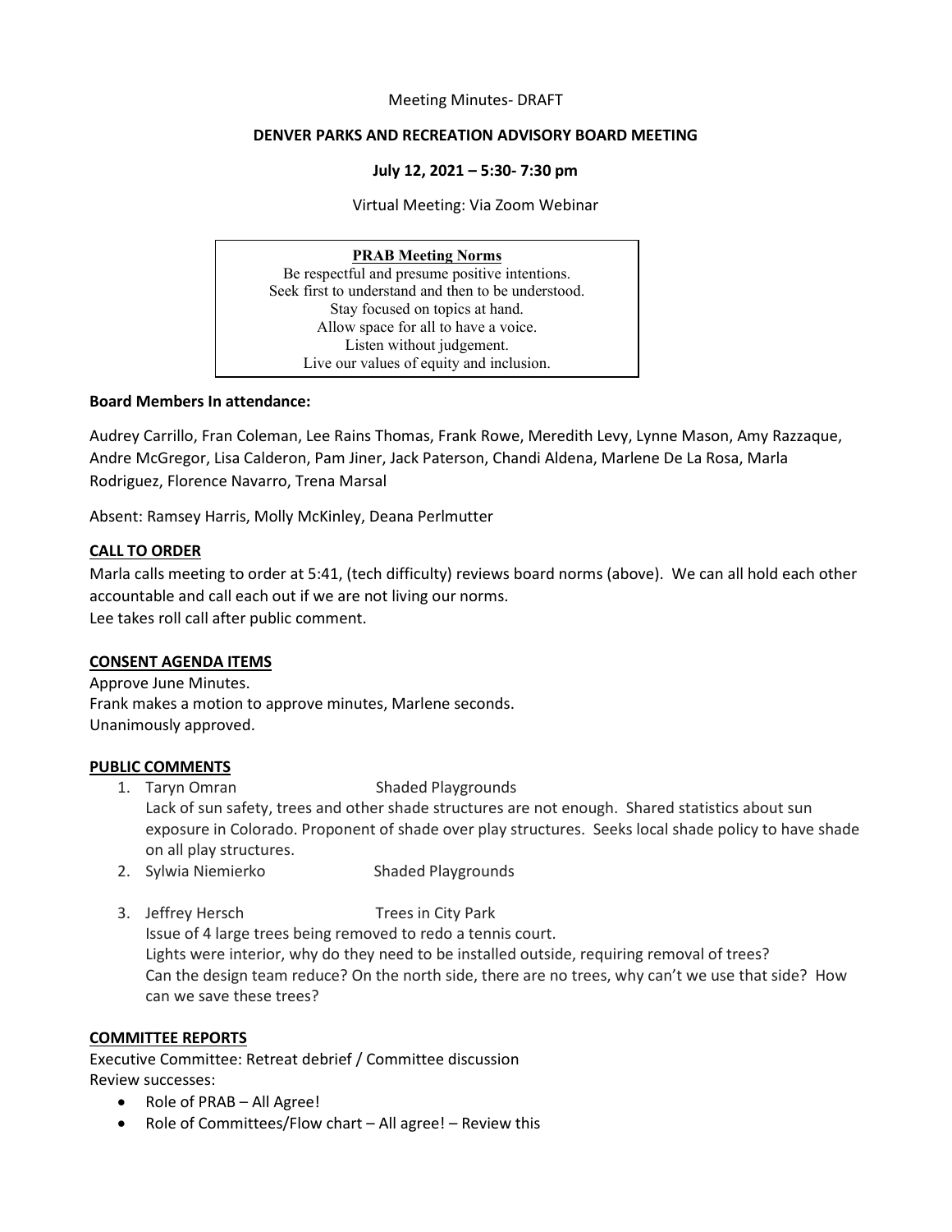Meeting Minutes- DRAFT

**DENVER PARKS AND RECREATION ADVISORY BOARD MEETING**

**July 12, 2021 – 5:30- 7:30 pm**

Virtual Meeting: Via Zoom Webinar

**PRAB Meeting Norms**
Be respectful and presume positive intentions.
Seek first to understand and then to be understood.
Stay focused on topics at hand.
Allow space for all to have a voice.
Listen without judgement.
Live our values of equity and inclusion.

**Board Members In attendance:**

Audrey Carrillo, Fran Coleman, Lee Rains Thomas, Frank Rowe, Meredith Levy, Lynne Mason, Amy Razzaque, Andre McGregor, Lisa Calderon, Pam Jiner, Jack Paterson, Chandi Aldena, Marlene De La Rosa, Marla Rodriguez, Florence Navarro, Trena Marsal

Absent: Ramsey Harris, Molly McKinley, Deana Perlmutter

**CALL TO ORDER**

Marla calls meeting to order at 5:41, (tech difficulty) reviews board norms (above). We can all hold each other accountable and call each out if we are not living our norms.
Lee takes roll call after public comment.

**CONSENT AGENDA ITEMS**

Approve June Minutes.
Frank makes a motion to approve minutes, Marlene seconds.
Unanimously approved.

**PUBLIC COMMENTS**

1. Taryn Omran Shaded Playgrounds
   Lack of sun safety, trees and other shade structures are not enough. Shared statistics about sun exposure in Colorado. Proponent of shade over play structures. Seeks local shade policy to have shade on all play structures.
2. Sylwia Niemierko Shaded Playgrounds
3. Jeffrey Hersch Trees in City Park
   Issue of 4 large trees being removed to redo a tennis court.
   Lights were interior, why do they need to be installed outside, requiring removal of trees?
   Can the design team reduce? On the north side, there are no trees, why can't we use that side? How can we save these trees?

**COMMITTEE REPORTS**

Executive Committee: Retreat debrief / Committee discussion
Review successes:

- Role of PRAB – All Agree!
- Role of Committees/Flow chart – All agree! – Review this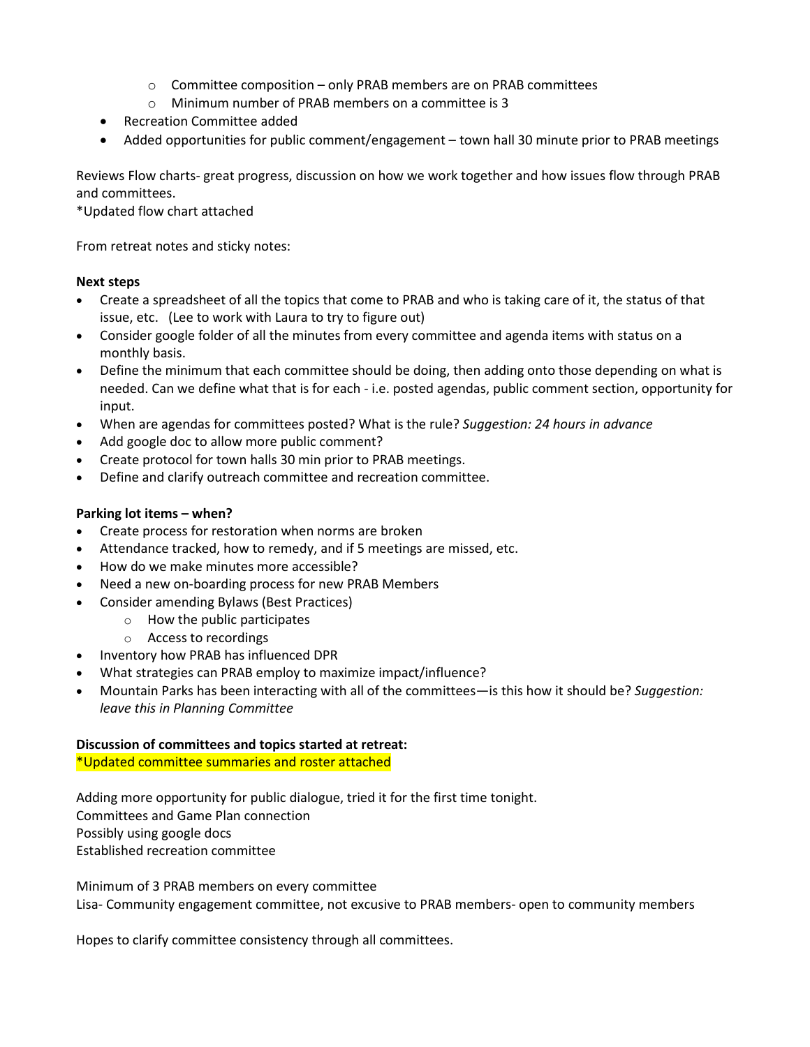- Committee composition – only PRAB members are on PRAB committees
  - Minimum number of PRAB members on a committee is 3
- Recreation Committee added
- Added opportunities for public comment/engagement – town hall 30 minute prior to PRAB meetings

Reviews Flow charts- great progress, discussion on how we work together and how issues flow through PRAB and committees.
*Updated flow chart attached

From retreat notes and sticky notes:

**Next steps**

- Create a spreadsheet of all the topics that come to PRAB and who is taking care of it, the status of that issue, etc. (Lee to work with Laura to try to figure out)
- Consider google folder of all the minutes from every committee and agenda items with status on a monthly basis.
- Define the minimum that each committee should be doing, then adding onto those depending on what is needed. Can we define what that is for each - i.e. posted agendas, public comment section, opportunity for input.
- When are agendas for committees posted? What is the rule? *Suggestion: 24 hours in advance*
- Add google doc to allow more public comment?
- Create protocol for town halls 30 min prior to PRAB meetings.
- Define and clarify outreach committee and recreation committee.

**Parking lot items – when?**

- Create process for restoration when norms are broken
- Attendance tracked, how to remedy, and if 5 meetings are missed, etc.
- How do we make minutes more accessible?
- Need a new on-boarding process for new PRAB Members
- Consider amending Bylaws (Best Practices)
  - How the public participates
  - Access to recordings
- Inventory how PRAB has influenced DPR
- What strategies can PRAB employ to maximize impact/influence?
- Mountain Parks has been interacting with all of the committees—is this how it should be? *Suggestion: leave this in Planning Committee*

**Discussion of committees and topics started at retreat:**
*Updated committee summaries and roster attached

Adding more opportunity for public dialogue, tried it for the first time tonight.
Committees and Game Plan connection
Possibly using google docs
Established recreation committee

Minimum of 3 PRAB members on every committee
Lisa- Community engagement committee, not excusive to PRAB members- open to community members

Hopes to clarify committee consistency through all committees.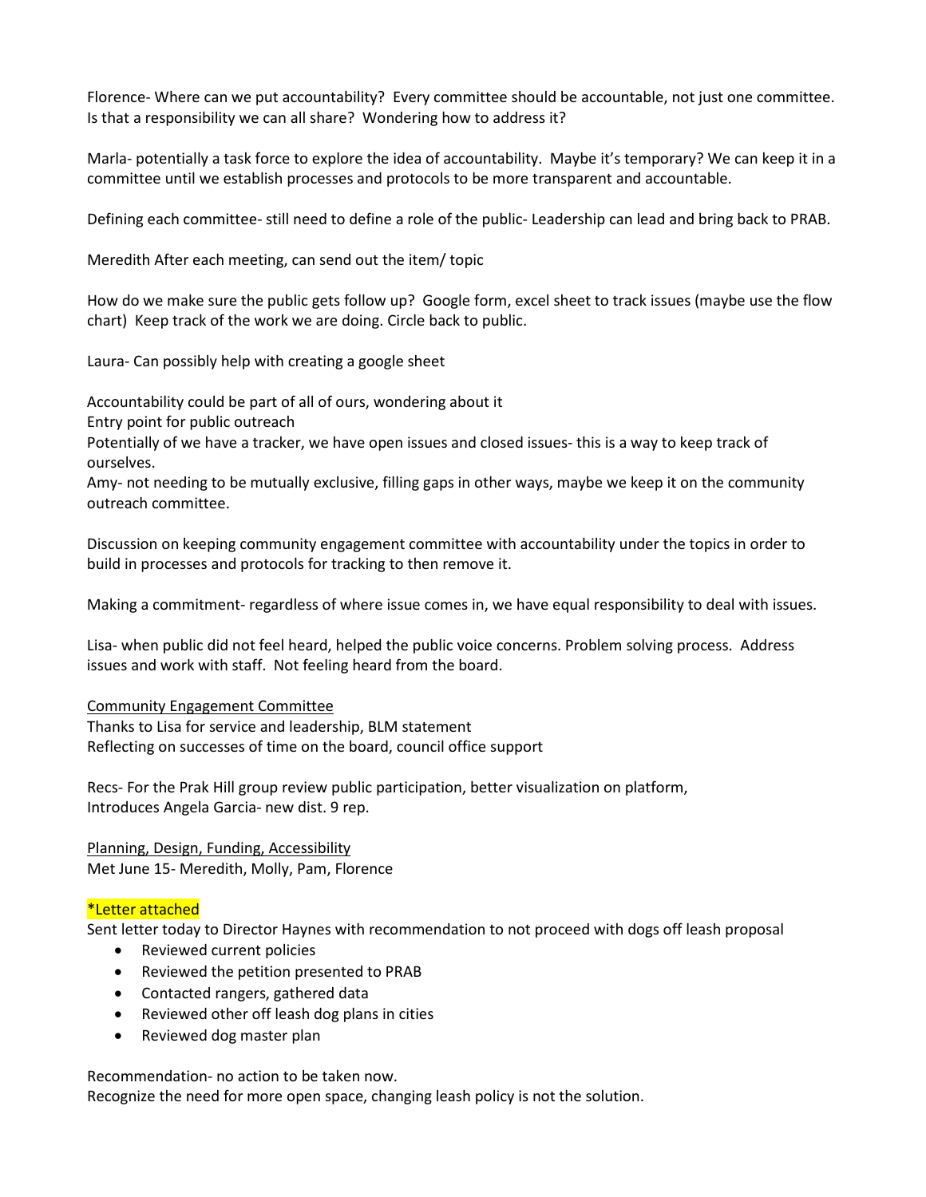Florence- Where can we put accountability? Every committee should be accountable, not just one committee. Is that a responsibility we can all share? Wondering how to address it?

Marla- potentially a task force to explore the idea of accountability. Maybe it's temporary? We can keep it in a committee until we establish processes and protocols to be more transparent and accountable.

Defining each committee- still need to define a role of the public- Leadership can lead and bring back to PRAB.

Meredith After each meeting, can send out the item/ topic

How do we make sure the public gets follow up? Google form, excel sheet to track issues (maybe use the flow chart) Keep track of the work we are doing. Circle back to public.

Laura- Can possibly help with creating a google sheet

Accountability could be part of all of ours, wondering about it
Entry point for public outreach
Potentially of we have a tracker, we have open issues and closed issues- this is a way to keep track of ourselves.
Amy- not needing to be mutually exclusive, filling gaps in other ways, maybe we keep it on the community outreach committee.

Discussion on keeping community engagement committee with accountability under the topics in order to build in processes and protocols for tracking to then remove it.

Making a commitment- regardless of where issue comes in, we have equal responsibility to deal with issues.

Lisa- when public did not feel heard, helped the public voice concerns. Problem solving process. Address issues and work with staff. Not feeling heard from the board.

<u>Community Engagement Committee</u>
Thanks to Lisa for service and leadership, BLM statement
Reflecting on successes of time on the board, council office support

Recs- For the Prak Hill group review public participation, better visualization on platform,
Introduces Angela Garcia- new dist. 9 rep.

<u>Planning, Design, Funding, Accessibility</u>
Met June 15- Meredith, Molly, Pam, Florence

*Letter attached
Sent letter today to Director Haynes with recommendation to not proceed with dogs off leash proposal

- Reviewed current policies
- Reviewed the petition presented to PRAB
- Contacted rangers, gathered data
- Reviewed other off leash dog plans in cities
- Reviewed dog master plan

Recommendation- no action to be taken now.
Recognize the need for more open space, changing leash policy is not the solution.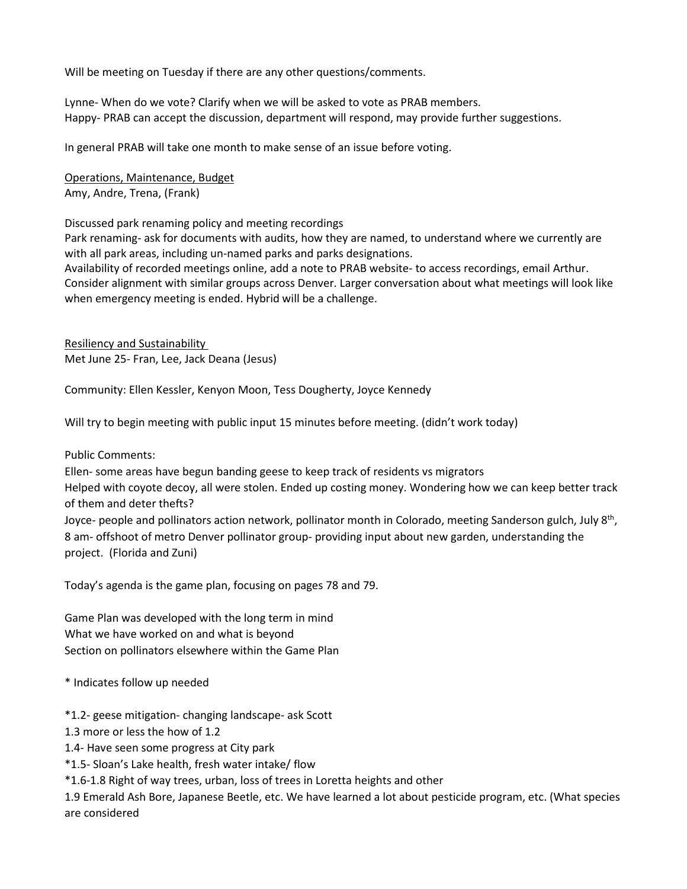Will be meeting on Tuesday if there are any other questions/comments.

Lynne- When do we vote? Clarify when we will be asked to vote as PRAB members.
Happy- PRAB can accept the discussion, department will respond, may provide further suggestions.

In general PRAB will take one month to make sense of an issue before voting.

<u>Operations, Maintenance, Budget</u>
Amy, Andre, Trena, (Frank)

Discussed park renaming policy and meeting recordings
Park renaming- ask for documents with audits, how they are named, to understand where we currently are with all park areas, including un-named parks and parks designations.
Availability of recorded meetings online, add a note to PRAB website- to access recordings, email Arthur.
Consider alignment with similar groups across Denver. Larger conversation about what meetings will look like when emergency meeting is ended. Hybrid will be a challenge.

<u>Resiliency and Sustainability</u>
Met June 25- Fran, Lee, Jack Deana (Jesus)

Community: Ellen Kessler, Kenyon Moon, Tess Dougherty, Joyce Kennedy

Will try to begin meeting with public input 15 minutes before meeting. (didn't work today)

Public Comments:
Ellen- some areas have begun banding geese to keep track of residents vs migrators
Helped with coyote decoy, all were stolen. Ended up costing money. Wondering how we can keep better track of them and deter thefts?
Joyce- people and pollinators action network, pollinator month in Colorado, meeting Sanderson gulch, July 8th, 8 am- offshoot of metro Denver pollinator group- providing input about new garden, understanding the project. (Florida and Zuni)

Today's agenda is the game plan, focusing on pages 78 and 79.

Game Plan was developed with the long term in mind
What we have worked on and what is beyond
Section on pollinators elsewhere within the Game Plan

* Indicates follow up needed

*1.2- geese mitigation- changing landscape- ask Scott
1.3 more or less the how of 1.2
1.4- Have seen some progress at City park
*1.5- Sloan's Lake health, fresh water intake/ flow
*1.6-1.8 Right of way trees, urban, loss of trees in Loretta heights and other
1.9 Emerald Ash Bore, Japanese Beetle, etc. We have learned a lot about pesticide program, etc. (What species are considered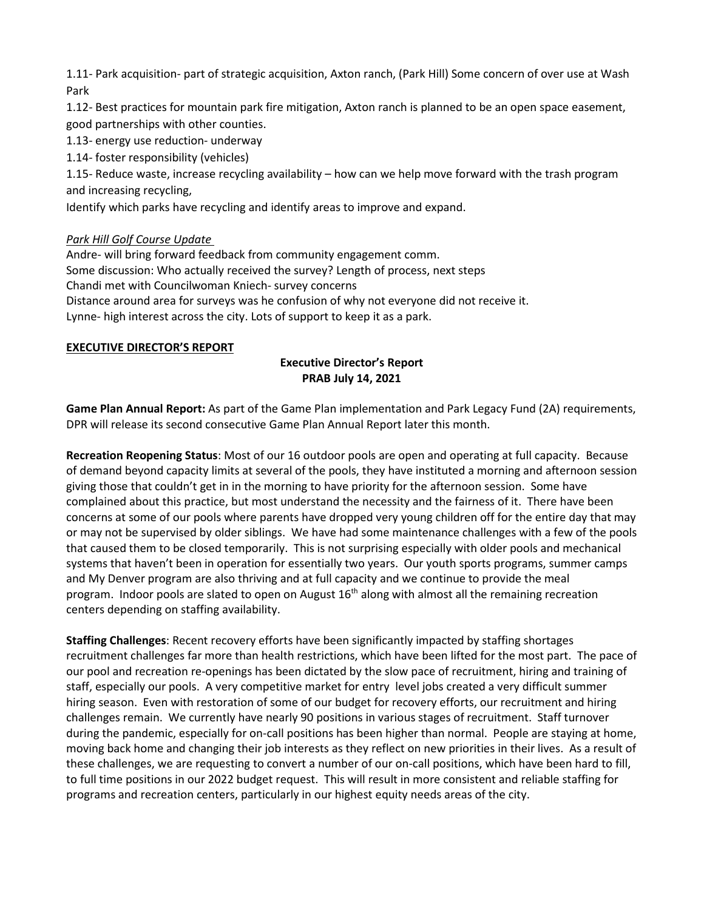1.11- Park acquisition- part of strategic acquisition, Axton ranch, (Park Hill) Some concern of over use at Wash Park

1.12- Best practices for mountain park fire mitigation, Axton ranch is planned to be an open space easement, good partnerships with other counties.

1.13- energy use reduction- underway

1.14- foster responsibility (vehicles)

1.15- Reduce waste, increase recycling availability – how can we help move forward with the trash program and increasing recycling,

Identify which parks have recycling and identify areas to improve and expand.

*Park Hill Golf Course Update*

Andre- will bring forward feedback from community engagement comm.

Some discussion: Who actually received the survey? Length of process, next steps

Chandi met with Councilwoman Kniech- survey concerns

Distance around area for surveys was he confusion of why not everyone did not receive it.

Lynne- high interest across the city. Lots of support to keep it as a park.

**EXECUTIVE DIRECTOR'S REPORT**

**Executive Director's Report**
**PRAB July 14, 2021**

**Game Plan Annual Report:** As part of the Game Plan implementation and Park Legacy Fund (2A) requirements, DPR will release its second consecutive Game Plan Annual Report later this month.

**Recreation Reopening Status**: Most of our 16 outdoor pools are open and operating at full capacity. Because of demand beyond capacity limits at several of the pools, they have instituted a morning and afternoon session giving those that couldn't get in in the morning to have priority for the afternoon session. Some have complained about this practice, but most understand the necessity and the fairness of it. There have been concerns at some of our pools where parents have dropped very young children off for the entire day that may or may not be supervised by older siblings. We have had some maintenance challenges with a few of the pools that caused them to be closed temporarily. This is not surprising especially with older pools and mechanical systems that haven't been in operation for essentially two years. Our youth sports programs, summer camps and My Denver program are also thriving and at full capacity and we continue to provide the meal program. Indoor pools are slated to open on August 16th along with almost all the remaining recreation centers depending on staffing availability.

**Staffing Challenges**: Recent recovery efforts have been significantly impacted by staffing shortages recruitment challenges far more than health restrictions, which have been lifted for the most part. The pace of our pool and recreation re-openings has been dictated by the slow pace of recruitment, hiring and training of staff, especially our pools. A very competitive market for entry level jobs created a very difficult summer hiring season. Even with restoration of some of our budget for recovery efforts, our recruitment and hiring challenges remain. We currently have nearly 90 positions in various stages of recruitment. Staff turnover during the pandemic, especially for on-call positions has been higher than normal. People are staying at home, moving back home and changing their job interests as they reflect on new priorities in their lives. As a result of these challenges, we are requesting to convert a number of our on-call positions, which have been hard to fill, to full time positions in our 2022 budget request. This will result in more consistent and reliable staffing for programs and recreation centers, particularly in our highest equity needs areas of the city.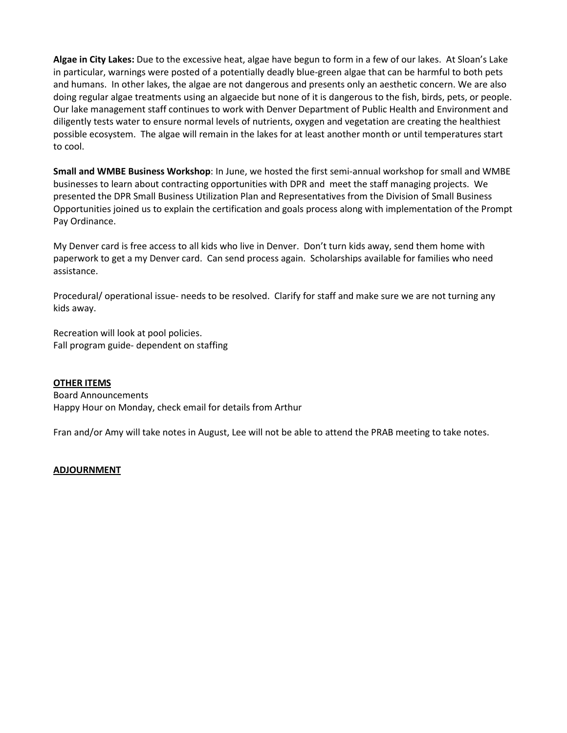**Algae in City Lakes:** Due to the excessive heat, algae have begun to form in a few of our lakes. At Sloan's Lake in particular, warnings were posted of a potentially deadly blue-green algae that can be harmful to both pets and humans. In other lakes, the algae are not dangerous and presents only an aesthetic concern. We are also doing regular algae treatments using an algaecide but none of it is dangerous to the fish, birds, pets, or people. Our lake management staff continues to work with Denver Department of Public Health and Environment and diligently tests water to ensure normal levels of nutrients, oxygen and vegetation are creating the healthiest possible ecosystem. The algae will remain in the lakes for at least another month or until temperatures start to cool.

**Small and WMBE Business Workshop**: In June, we hosted the first semi-annual workshop for small and WMBE businesses to learn about contracting opportunities with DPR and meet the staff managing projects. We presented the DPR Small Business Utilization Plan and Representatives from the Division of Small Business Opportunities joined us to explain the certification and goals process along with implementation of the Prompt Pay Ordinance.

My Denver card is free access to all kids who live in Denver. Don't turn kids away, send them home with paperwork to get a my Denver card. Can send process again. Scholarships available for families who need assistance.

Procedural/ operational issue- needs to be resolved. Clarify for staff and make sure we are not turning any kids away.

Recreation will look at pool policies.
Fall program guide- dependent on staffing

**OTHER ITEMS**

Board Announcements
Happy Hour on Monday, check email for details from Arthur

Fran and/or Amy will take notes in August, Lee will not be able to attend the PRAB meeting to take notes.

**ADJOURNMENT**